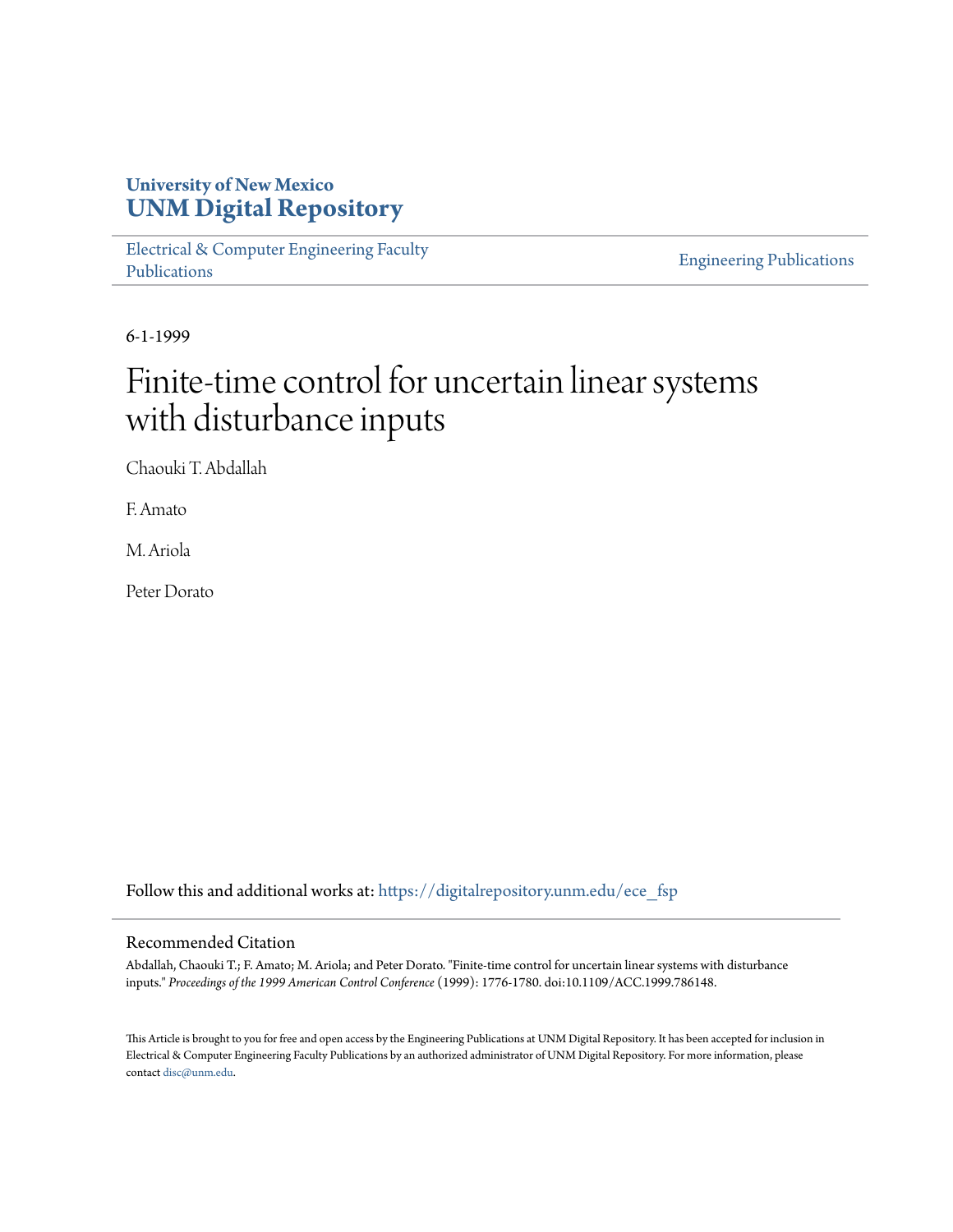# University of New Mexico
# UNM Digital Repository

Electrical & Computer Engineering Faculty Publications

Engineering Publications

6-1-1999

# Finite-time control for uncertain linear systems with disturbance inputs

Chaouki T. Abdallah

F. Amato

M. Ariola

Peter Dorato

Follow this and additional works at: https://digitalrepository.unm.edu/ece_fsp

## Recommended Citation

Abdallah, Chaouki T.; F. Amato; M. Ariola; and Peter Dorato. "Finite-time control for uncertain linear systems with disturbance inputs." *Proceedings of the 1999 American Control Conference* (1999): 1776-1780. doi:10.1109/ACC.1999.786148.

This Article is brought to you for free and open access by the Engineering Publications at UNM Digital Repository. It has been accepted for inclusion in Electrical & Computer Engineering Faculty Publications by an authorized administrator of UNM Digital Repository. For more information, please contact disc@unm.edu.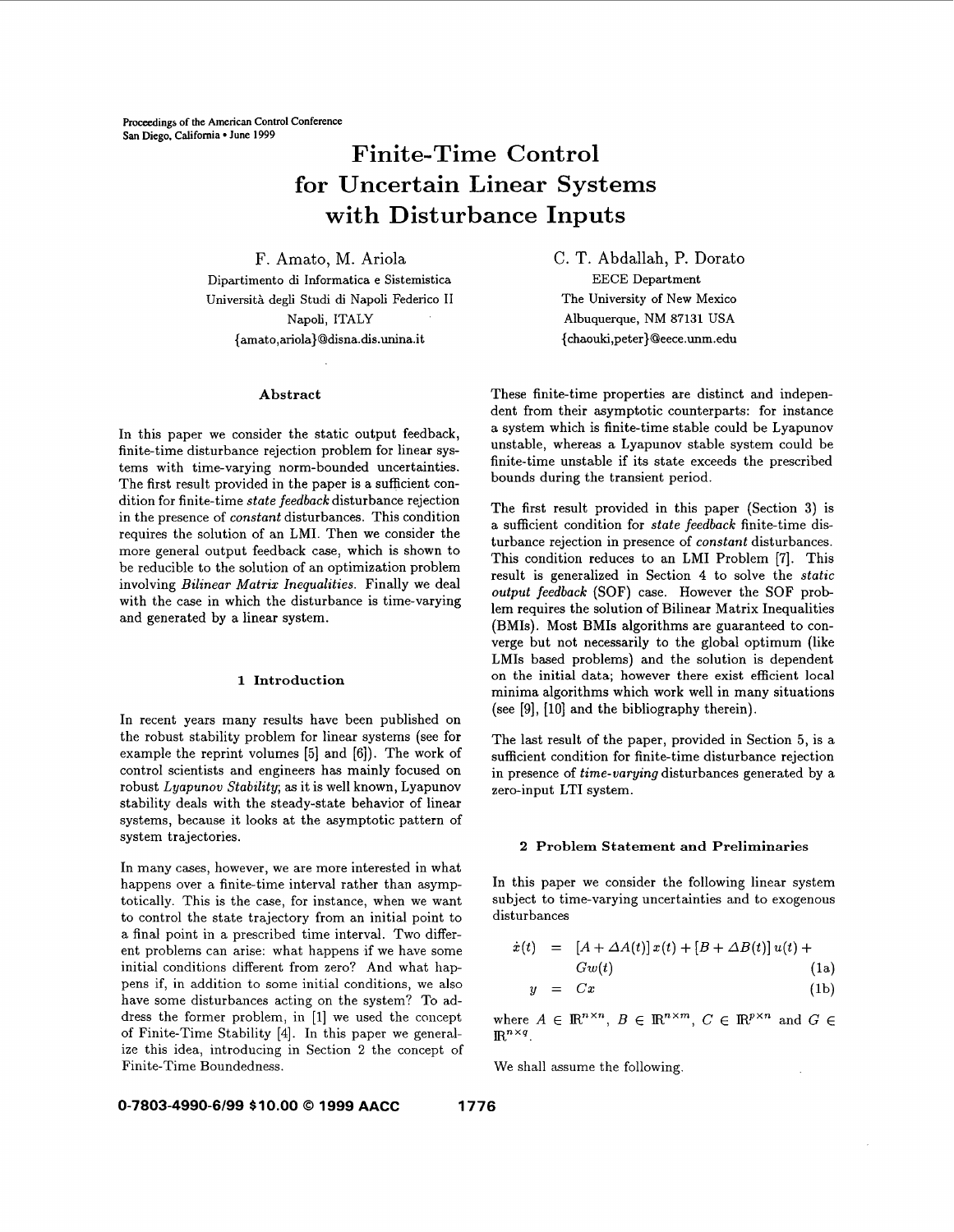# Finite-Time Control for Uncertain Linear Systems with Disturbance Inputs

F. Amato, M. Ariola
Dipartimento di Informatica e Sistemistica
Università degli Studi di Napoli Federico II
Napoli, ITALY
{amato,ariola}@disna.dis.unina.it

C. T. Abdallah, P. Dorato
EECE Department
The University of New Mexico
Albuquerque, NM 87131 USA
{chaouki,peter}@eece.unm.edu

### Abstract

In this paper we consider the static output feedback, finite-time disturbance rejection problem for linear systems with time-varying norm-bounded uncertainties. The first result provided in the paper is a sufficient condition for finite-time *state feedback* disturbance rejection in the presence of *constant* disturbances. This condition requires the solution of an LMI. Then we consider the more general output feedback case, which is shown to be reducible to the solution of an optimization problem involving *Bilinear Matrix Inequalities*. Finally we deal with the case in which the disturbance is time-varying and generated by a linear system.

## 1 Introduction

In recent years many results have been published on the robust stability problem for linear systems (see for example the reprint volumes [5] and [6]). The work of control scientists and engineers has mainly focused on robust *Lyapunov Stability*; as it is well known, Lyapunov stability deals with the steady-state behavior of linear systems, because it looks at the asymptotic pattern of system trajectories.

In many cases, however, we are more interested in what happens over a finite-time interval rather than asymptotically. This is the case, for instance, when we want to control the state trajectory from an initial point to a final point in a prescribed time interval. Two different problems can arise: what happens if we have some initial conditions different from zero? And what happens if, in addition to some initial conditions, we also have some disturbances acting on the system? To address the former problem, in [1] we used the concept of Finite-Time Stability [4]. In this paper we generalize this idea, introducing in Section 2 the concept of Finite-Time Boundedness.

These finite-time properties are distinct and independent from their asymptotic counterparts: for instance a system which is finite-time stable could be Lyapunov unstable, whereas a Lyapunov stable system could be finite-time unstable if its state exceeds the prescribed bounds during the transient period.

The first result provided in this paper (Section 3) is a sufficient condition for *state feedback* finite-time disturbance rejection in presence of *constant* disturbances. This condition reduces to an LMI Problem [7]. This result is generalized in Section 4 to solve the *static output feedback* (SOF) case. However the SOF problem requires the solution of Bilinear Matrix Inequalities (BMIs). Most BMIs algorithms are guaranteed to converge but not necessarily to the global optimum (like LMIs based problems) and the solution is dependent on the initial data; however there exist efficient local minima algorithms which work well in many situations (see [9], [10] and the bibliography therein).

The last result of the paper, provided in Section 5, is a sufficient condition for finite-time disturbance rejection in presence of *time-varying* disturbances generated by a zero-input LTI system.

## 2 Problem Statement and Preliminaries

In this paper we consider the following linear system subject to time-varying uncertainties and to exogenous disturbances

$$\dot{x}(t) = [A + \Delta A(t)]\,x(t) + [B + \Delta B(t)]\,u(t) + Gw(t) \qquad (1a)$$

$$y = Cx \qquad (1b)$$

where $A \in \mathbb{R}^{n\times n}$, $B \in \mathbb{R}^{n\times m}$, $C \in \mathbb{R}^{p\times n}$ and $G \in \mathbb{R}^{n\times q}$.

We shall assume the following.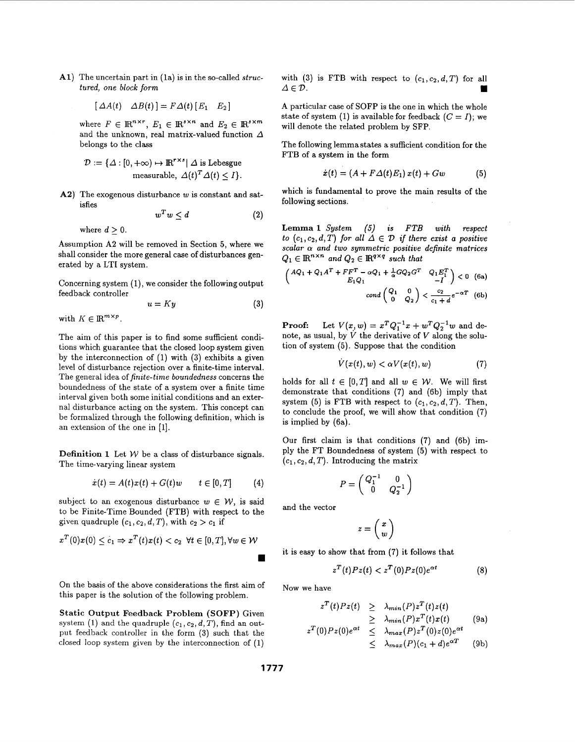**A1)** The uncertain part in (1a) is in the so-called *structured, one block form*

$$[\,\Delta A(t) \quad \Delta B(t)\,] = F\Delta(t)\,[E_1 \quad E_2]$$

where $F \in \mathbb{R}^{n\times r}$, $E_1 \in \mathbb{R}^{s\times n}$ and $E_2 \in \mathbb{R}^{s\times m}$ and the unknown, real matrix-valued function $\Delta$ belongs to the class

$$\mathcal{D} := \{\Delta : [0,+\infty) \mapsto \mathbb{R}^{r\times s} |\ \Delta \text{ is Lebesgue measurable, } \Delta(t)^T\Delta(t) \leq I\}.$$

**A2)** The exogenous disturbance $w$ is constant and satisfies

$$w^T w \leq d \tag{2}$$

where $d \geq 0$.

Assumption A2 will be removed in Section 5, where we shall consider the more general case of disturbances generated by a LTI system.

Concerning system (1), we consider the following output feedback controller

$$u = Ky \tag{3}$$

with $K \in \mathbb{R}^{m\times p}$.

The aim of this paper is to find some sufficient conditions which guarantee that the closed loop system given by the interconnection of (1) with (3) exhibits a given level of disturbance rejection over a finite-time interval. The general idea of *finite-time boundedness* concerns the boundedness of the state of a system over a finite time interval given both some initial conditions and an external disturbance acting on the system. This concept can be formalized through the following definition, which is an extension of the one in [1].

**Definition 1** Let $\mathcal{W}$ be a class of disturbance signals. The time-varying linear system

$$\dot{x}(t) = A(t)x(t) + G(t)w \qquad t \in [0,T] \tag{4}$$

subject to an exogenous disturbance $w \in \mathcal{W}$, is said to be Finite-Time Bounded (FTB) with respect to the given quadruple $(c_1, c_2, d, T)$, with $c_2 > c_1$ if

$$x^T(0)x(0) \leq c_1 \Rightarrow x^T(t)x(t) < c_2 \ \ \forall t \in [0,T], \forall w \in \mathcal{W}$$

■

On the basis of the above considerations the first aim of this paper is the solution of the following problem.

**Static Output Feedback Problem (SOFP)** Given system (1) and the quadruple $(c_1, c_2, d, T)$, find an output feedback controller in the form (3) such that the closed loop system given by the interconnection of (1) with (3) is FTB with respect to $(c_1, c_2, d, T)$ for all $\Delta \in \mathcal{D}$. ■

A particular case of SOFP is the one in which the whole state of system (1) is available for feedback ($C = I$); we will denote the related problem by SFP.

The following lemma states a sufficient condition for the FTB of a system in the form

$$\dot{x}(t) = (A + F\Delta(t)E_1)\,x(t) + Gw \tag{5}$$

which is fundamental to prove the main results of the following sections.

**Lemma 1** *System (5) is FTB with respect to $(c_1, c_2, d, T)$ for all $\Delta \in \mathcal{D}$ if there exist a positive scalar $\alpha$ and two symmetric positive definite matrices $Q_1 \in \mathbb{R}^{n\times n}$ and $Q_2 \in \mathbb{R}^{q\times q}$ such that*

$$\begin{pmatrix} AQ_1 + Q_1A^T + FF^T - \alpha Q_1 + \frac{1}{\alpha}GQ_2G^T & Q_1E_1^T \\ E_1Q_1 & -I \end{pmatrix} < 0 \tag{6a}$$

$$cond\begin{pmatrix} Q_1 & 0 \\ 0 & Q_2 \end{pmatrix} < \frac{c_2}{c_1 + d}e^{-\alpha T} \tag{6b}$$

**Proof:** Let $V(x,w) = x^TQ_1^{-1}x + w^TQ_2^{-1}w$ and denote, as usual, by $\dot{V}$ the derivative of $V$ along the solution of system (5). Suppose that the condition

$$\dot{V}(x(t),w) < \alpha V(x(t),w) \tag{7}$$

holds for all $t \in [0,T]$ and all $w \in \mathcal{W}$. We will first demonstrate that conditions (7) and (6b) imply that system (5) is FTB with respect to $(c_1, c_2, d, T)$. Then, to conclude the proof, we will show that condition (7) is implied by (6a).

Our first claim is that conditions (7) and (6b) imply the FT Boundedness of system (5) with respect to $(c_1, c_2, d, T)$. Introducing the matrix

$$P = \begin{pmatrix} Q_1^{-1} & 0 \\ 0 & Q_2^{-1} \end{pmatrix}$$

and the vector

$$z = \begin{pmatrix} x \\ w \end{pmatrix}$$

it is easy to show that from (7) it follows that

$$z^T(t)Pz(t) < z^T(0)Pz(0)e^{\alpha t} \tag{8}$$

Now we have

$$\begin{aligned} z^T(t)Pz(t) &\geq \lambda_{min}(P)z^T(t)z(t) \\ &\geq \lambda_{min}(P)x^T(t)x(t) \qquad \text{(9a)} \\ z^T(0)Pz(0)e^{\alpha t} &\leq \lambda_{max}(P)z^T(0)z(0)e^{\alpha t} \\ &\leq \lambda_{max}(P)(c_1 + d)e^{\alpha T} \qquad \text{(9b)} \end{aligned}$$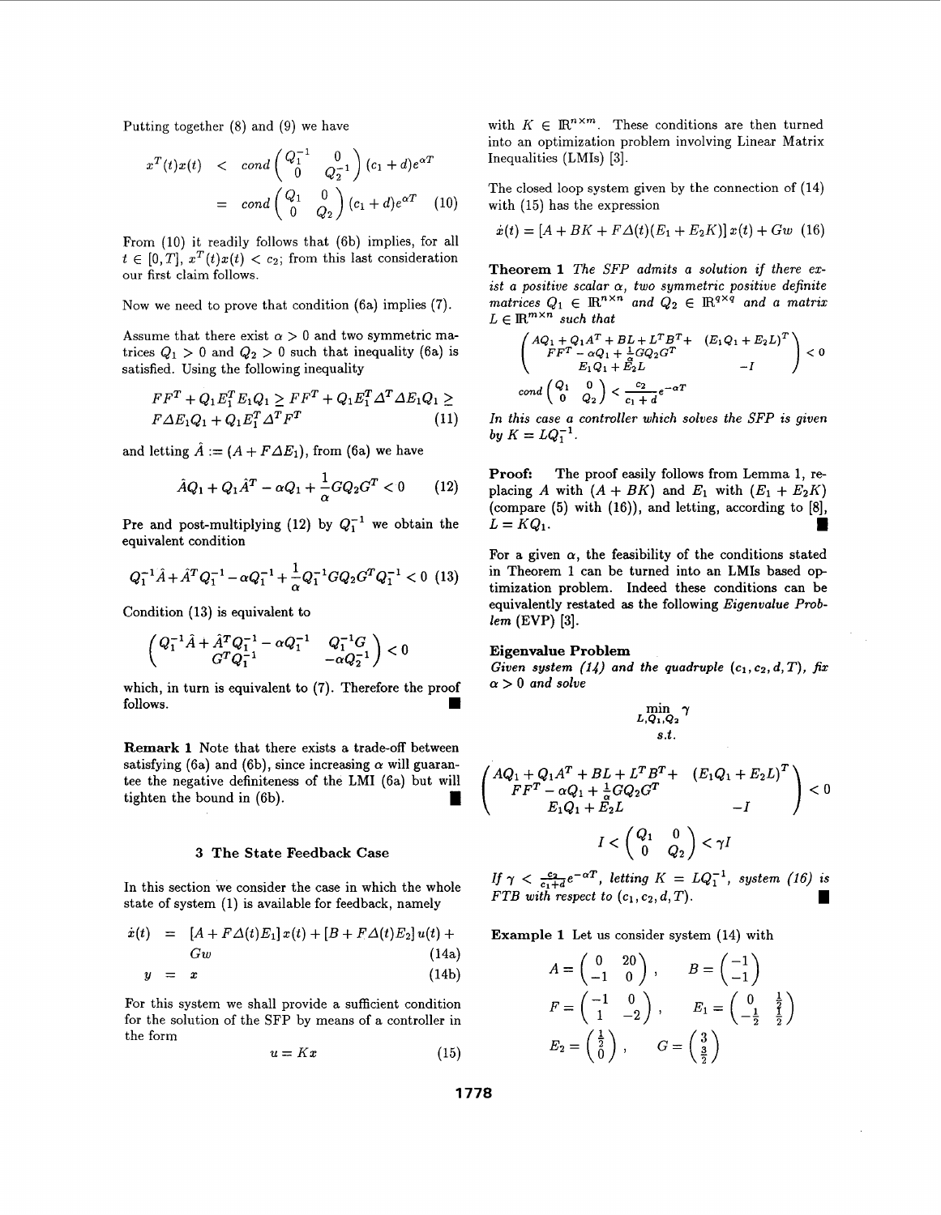Putting together (8) and (9) we have

$$
\begin{aligned}
x^T(t)x(t) &< cond\begin{pmatrix} Q_1^{-1} & 0 \\ 0 & Q_2^{-1} \end{pmatrix}(c_1+d)e^{\alpha T} \\
&= cond\begin{pmatrix} Q_1 & 0 \\ 0 & Q_2 \end{pmatrix}(c_1+d)e^{\alpha T} \quad (10)
\end{aligned}
$$

From (10) it readily follows that (6b) implies, for all $t \in [0,T]$, $x^T(t)x(t) < c_2$; from this last consideration our first claim follows.

Now we need to prove that condition (6a) implies (7).

Assume that there exist $\alpha > 0$ and two symmetric matrices $Q_1 > 0$ and $Q_2 > 0$ such that inequality (6a) is satisfied. Using the following inequality

$$
\begin{aligned}
&FF^T + Q_1E_1^TE_1Q_1 \geq FF^T + Q_1E_1^T\Delta^T\Delta E_1Q_1 \geq \\
&F\Delta E_1Q_1 + Q_1E_1^T\Delta^TF^T \quad (11)
\end{aligned}
$$

and letting $\hat{A} := (A + F\Delta E_1)$, from (6a) we have

$$
\hat{A}Q_1 + Q_1\hat{A}^T - \alpha Q_1 + \frac{1}{\alpha}GQ_2G^T < 0 \quad (12)
$$

Pre and post-multiplying (12) by $Q_1^{-1}$ we obtain the equivalent condition

$$
Q_1^{-1}\hat{A} + \hat{A}^TQ_1^{-1} - \alpha Q_1^{-1} + \frac{1}{\alpha}Q_1^{-1}GQ_2G^TQ_1^{-1} < 0 \quad (13)
$$

Condition (13) is equivalent to

$$
\begin{pmatrix} Q_1^{-1}\hat{A} + \hat{A}^TQ_1^{-1} - \alpha Q_1^{-1} & Q_1^{-1}G \\ G^TQ_1^{-1} & -\alpha Q_2^{-1} \end{pmatrix} < 0
$$

which, in turn is equivalent to (7). Therefore the proof follows. ∎

**Remark 1** Note that there exists a trade-off between satisfying (6a) and (6b), since increasing $\alpha$ will guarantee the negative definiteness of the LMI (6a) but will tighten the bound in (6b). ∎

## 3 The State Feedback Case

In this section we consider the case in which the whole state of system (1) is available for feedback, namely

$$
\begin{aligned}
\dot{x}(t) &= [A + F\Delta(t)E_1]x(t) + [B + F\Delta(t)E_2]u(t) + \\
&\quad\; Gw \quad (14a) \\
y &= x \quad (14b)
\end{aligned}
$$

For this system we shall provide a sufficient condition for the solution of the SFP by means of a controller in the form

$$
u = Kx \quad (15)
$$

with $K \in \mathbb{R}^{n\times m}$. These conditions are then turned into an optimization problem involving Linear Matrix Inequalities (LMIs) [3].

The closed loop system given by the connection of (14) with (15) has the expression

$$
\dot{x}(t) = [A + BK + F\Delta(t)(E_1 + E_2K)]x(t) + Gw \quad (16)
$$

**Theorem 1** *The SFP admits a solution if there exist a positive scalar $\alpha$, two symmetric positive definite matrices $Q_1 \in \mathbb{R}^{n\times n}$ and $Q_2 \in \mathbb{R}^{q\times q}$ and a matrix $L \in \mathbb{R}^{m\times n}$ such that*

$$
\begin{pmatrix} AQ_1 + Q_1A^T + BL + L^TB^T + & (E_1Q_1 + E_2L)^T \\ FF^T - \alpha Q_1 + \frac{1}{\alpha}GQ_2G^T & \\ E_1Q_1 + E_2L & -I \end{pmatrix} < 0
$$

$$
cond\begin{pmatrix} Q_1 & 0 \\ 0 & Q_2 \end{pmatrix} < \frac{c_2}{c_1+d}e^{-\alpha T}
$$

*In this case a controller which solves the SFP is given by $K = LQ_1^{-1}$.*

**Proof:** The proof easily follows from Lemma 1, replacing $A$ with $(A + BK)$ and $E_1$ with $(E_1 + E_2K)$ (compare (5) with (16)), and letting, according to [8], $L = KQ_1$. ∎

For a given $\alpha$, the feasibility of the conditions stated in Theorem 1 can be turned into an LMIs based optimization problem. Indeed these conditions can be equivalently restated as the following *Eigenvalue Problem* (EVP) [3].

### Eigenvalue Problem

*Given system (14) and the quadruple $(c_1, c_2, d, T)$, fix $\alpha > 0$ and solve*

$$
\min_{L,Q_1,Q_2} \gamma
$$

*s.t.*

$$
\begin{pmatrix} AQ_1 + Q_1A^T + BL + L^TB^T + & (E_1Q_1 + E_2L)^T \\ FF^T - \alpha Q_1 + \frac{1}{\alpha}GQ_2G^T & \\ E_1Q_1 + E_2L & -I \end{pmatrix} < 0
$$

$$
I < \begin{pmatrix} Q_1 & 0 \\ 0 & Q_2 \end{pmatrix} < \gamma I
$$

*If $\gamma < \frac{c_2}{c_1+d}e^{-\alpha T}$, letting $K = LQ_1^{-1}$, system (16) is FTB with respect to $(c_1, c_2, d, T)$.* ∎

**Example 1** Let us consider system (14) with

$$
A = \begin{pmatrix} 0 & 20 \\ -1 & 0 \end{pmatrix}, \quad B = \begin{pmatrix} -1 \\ -1 \end{pmatrix}
$$

$$
F = \begin{pmatrix} -1 & 0 \\ 1 & -2 \end{pmatrix}, \quad E_1 = \begin{pmatrix} 0 & \frac{1}{2} \\ -\frac{1}{2} & \frac{1}{2} \end{pmatrix}
$$

$$
E_2 = \begin{pmatrix} \frac{1}{2} \\ 0 \end{pmatrix}, \quad G = \begin{pmatrix} 3 \\ \frac{3}{2} \end{pmatrix}
$$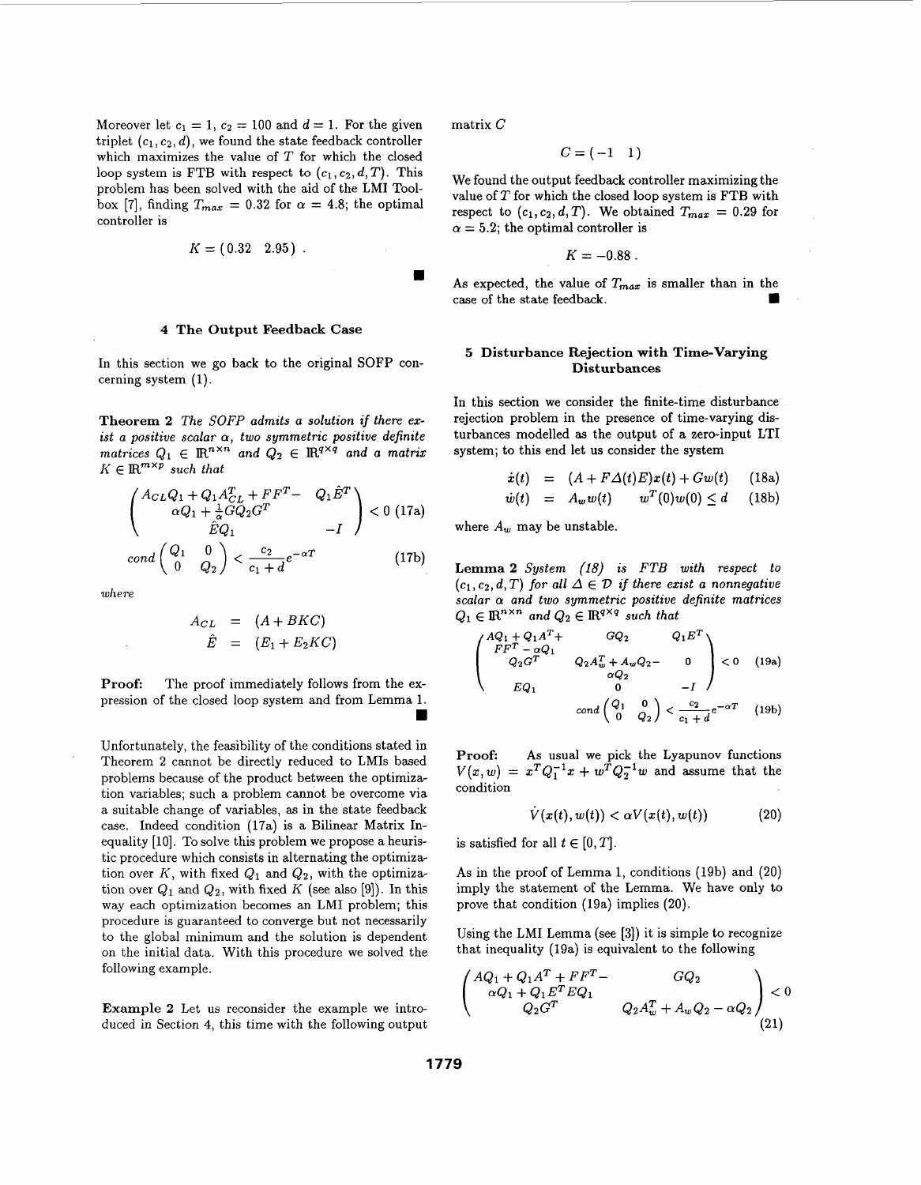Moreover let $c_1 = 1$, $c_2 = 100$ and $d = 1$. For the given triplet $(c_1, c_2, d)$, we found the state feedback controller which maximizes the value of $T$ for which the closed loop system is FTB with respect to $(c_1, c_2, d, T)$. This problem has been solved with the aid of the LMI Toolbox [7], finding $T_{max} = 0.32$ for $\alpha = 4.8$; the optimal controller is

$$K = \begin{pmatrix} 0.32 & 2.95 \end{pmatrix} .$$

■

## 4 The Output Feedback Case

In this section we go back to the original SOFP concerning system (1).

**Theorem 2** *The SOFP admits a solution if there exist a positive scalar $\alpha$, two symmetric positive definite matrices $Q_1 \in \mathbb{R}^{n \times n}$ and $Q_2 \in \mathbb{R}^{q \times q}$ and a matrix $K \in \mathbb{R}^{m \times p}$ such that*

$$\begin{pmatrix} A_{CL}Q_1 + Q_1 A_{CL}^T + FF^T - \alpha Q_1 + \frac{1}{\alpha} G Q_2 G^T & Q_1 \hat{E}^T \\ \hat{E} Q_1 & -I \end{pmatrix} < 0 \quad \text{(17a)}$$

$$cond \begin{pmatrix} Q_1 & 0 \\ 0 & Q_2 \end{pmatrix} < \frac{c_2}{c_1 + d} e^{-\alpha T} \quad \text{(17b)}$$

*where*

$$A_{CL} = (A + BKC)$$
$$\hat{E} = (E_1 + E_2 K C)$$

**Proof:** The proof immediately follows from the expression of the closed loop system and from Lemma 1. ■

Unfortunately, the feasibility of the conditions stated in Theorem 2 cannot be directly reduced to LMIs based problems because of the product between the optimization variables; such a problem cannot be overcome via a suitable change of variables, as in the state feedback case. Indeed condition (17a) is a Bilinear Matrix Inequality [10]. To solve this problem we propose a heuristic procedure which consists in alternating the optimization over $K$, with fixed $Q_1$ and $Q_2$, with the optimization over $Q_1$ and $Q_2$, with fixed $K$ (see also [9]). In this way each optimization becomes an LMI problem; this procedure is guaranteed to converge but not necessarily to the global minimum and the solution is dependent on the initial data. With this procedure we solved the following example.

**Example 2** Let us reconsider the example we introduced in Section 4, this time with the following output matrix $C$

$$C = \begin{pmatrix} -1 & 1 \end{pmatrix}$$

We found the output feedback controller maximizing the value of $T$ for which the closed loop system is FTB with respect to $(c_1, c_2, d, T)$. We obtained $T_{max} = 0.29$ for $\alpha = 5.2$; the optimal controller is

$$K = -0.88 .$$

As expected, the value of $T_{max}$ is smaller than in the case of the state feedback. ■

## 5 Disturbance Rejection with Time-Varying Disturbances

In this section we consider the finite-time disturbance rejection problem in the presence of time-varying disturbances modelled as the output of a zero-input LTI system; to this end let us consider the system

$$\dot{x}(t) = (A + F\Delta(t)E)x(t) + Gw(t) \quad \text{(18a)}$$
$$\dot{w}(t) = A_w w(t) \qquad w^T(0)w(0) \le d \quad \text{(18b)}$$

where $A_w$ may be unstable.

**Lemma 2** *System (18) is FTB with respect to $(c_1, c_2, d, T)$ for all $\Delta \in \mathcal{D}$ if there exist a nonnegative scalar $\alpha$ and two symmetric positive definite matrices $Q_1 \in \mathbb{R}^{n \times n}$ and $Q_2 \in \mathbb{R}^{q \times q}$ such that*

$$\begin{pmatrix} AQ_1 + Q_1 A^T + FF^T - \alpha Q_1 & GQ_2 & Q_1 E^T \\ Q_2 G^T & Q_2 A_w^T + A_w Q_2 - \alpha Q_2 & 0 \\ EQ_1 & 0 & -I \end{pmatrix} < 0 \quad \text{(19a)}$$

$$cond \begin{pmatrix} Q_1 & 0 \\ 0 & Q_2 \end{pmatrix} < \frac{c_2}{c_1 + d} e^{-\alpha T} \quad \text{(19b)}$$

**Proof:** As usual we pick the Lyapunov functions $V(x, w) = x^T Q_1^{-1} x + w^T Q_2^{-1} w$ and assume that the condition

$$\dot{V}(x(t), w(t)) < \alpha V(x(t), w(t)) \quad \text{(20)}$$

is satisfied for all $t \in [0, T]$.

As in the proof of Lemma 1, conditions (19b) and (20) imply the statement of the Lemma. We have only to prove that condition (19a) implies (20).

Using the LMI Lemma (see [3]) it is simple to recognize that inequality (19a) is equivalent to the following

$$\begin{pmatrix} AQ_1 + Q_1 A^T + FF^T - \alpha Q_1 + Q_1 E^T E Q_1 & GQ_2 \\ Q_2 G^T & Q_2 A_w^T + A_w Q_2 - \alpha Q_2 \end{pmatrix} < 0 \quad \text{(21)}$$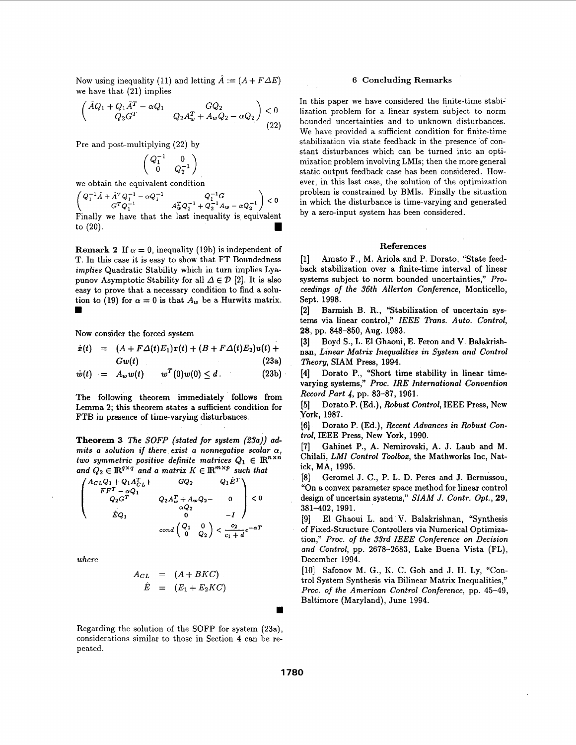Now using inequality (11) and letting $\hat{A} := (A + F\Delta E)$ we have that (21) implies

$$\begin{pmatrix} \hat{A}Q_1 + Q_1\hat{A}^T - \alpha Q_1 & GQ_2 \\ Q_2G^T & Q_2A_w^T + A_wQ_2 - \alpha Q_2 \end{pmatrix} < 0 \tag{22}$$

Pre and post-multiplying (22) by

$$\begin{pmatrix} Q_1^{-1} & 0 \\ 0 & Q_2^{-1} \end{pmatrix}$$

we obtain the equivalent condition

$$\begin{pmatrix} Q_1^{-1}\hat{A} + \hat{A}^TQ_1^{-1} - \alpha Q_1^{-1} & Q_1^{-1}G \\ G^TQ_1^{-1} & A_w^TQ_2^{-1} + Q_2^{-1}A_w - \alpha Q_2^{-1} \end{pmatrix} < 0$$

Finally we have that the last inequality is equivalent to (20). ∎

**Remark 2** If $\alpha = 0$, inequality (19b) is independent of T. In this case it is easy to show that FT Boundedness *implies* Quadratic Stability which in turn implies Lyapunov Asymptotic Stability for all $\Delta \in \mathcal{D}$ [2]. It is also easy to prove that a necessary condition to find a solution to (19) for $\alpha = 0$ is that $A_w$ be a Hurwitz matrix. ∎

Now consider the forced system

$$\begin{aligned} \dot{x}(t) &= (A + F\Delta(t)E_1)x(t) + (B + F\Delta(t)E_2)u(t) + \\ &\quad\; Gw(t) \qquad (23a) \\ \dot{w}(t) &= A_w w(t) \qquad w^T(0)w(0) \le d. \qquad (23b) \end{aligned}$$

The following theorem immediately follows from Lemma 2; this theorem states a sufficient condition for FTB in presence of time-varying disturbances.

**Theorem 3** *The SOFP (stated for system (23a)) admits a solution if there exist a nonnegative scalar $\alpha$, two symmetric positive definite matrices $Q_1 \in \mathbb{R}^{n\times n}$ and $Q_2 \in \mathbb{R}^{q\times q}$ and a matrix $K \in \mathbb{R}^{m\times p}$ such that*

$$\begin{pmatrix} A_{CL}Q_1 + Q_1A_{CL}^T + FF^T - \alpha Q_1 & GQ_2 & Q_1\hat{E}^T \\ Q_2G^T & Q_2A_w^T + A_wQ_2 - \alpha Q_2 & 0 \\ \hat{E}Q_1 & 0 & -I \end{pmatrix} < 0$$

$$cond\begin{pmatrix} Q_1 & 0 \\ 0 & Q_2 \end{pmatrix} < \frac{c_2}{c_1 + d}e^{-\alpha T}$$

*where*

$$\begin{aligned} A_{CL} &= (A + BKC) \\ \hat{E} &= (E_1 + E_2KC) \end{aligned}$$

∎

Regarding the solution of the SOFP for system (23a), considerations similar to those in Section 4 can be repeated.

## 6 Concluding Remarks

In this paper we have considered the finite-time stabilization problem for a linear system subject to norm bounded uncertainties and to unknown disturbances. We have provided a sufficient condition for finite-time stabilization via state feedback in the presence of constant disturbances which can be turned into an optimization problem involving LMIs; then the more general static output feedback case has been considered. However, in this last case, the solution of the optimization problem is constrained by BMIs. Finally the situation in which the disturbance is time-varying and generated by a zero-input system has been considered.

## References

[1] Amato F., M. Ariola and P. Dorato, "State feedback stabilization over a finite-time interval of linear systems subject to norm bounded uncertainties," *Proceedings of the 36th Allerton Conference*, Monticello, Sept. 1998.

[2] Barmish B. R., "Stabilization of uncertain systems via linear control," *IEEE Trans. Auto. Control*, **28**, pp. 848–850, Aug. 1983.

[3] Boyd S., L. El Ghaoui, E. Feron and V. Balakrishnan, *Linear Matrix Inequalities in System and Control Theory*, SIAM Press, 1994.

[4] Dorato P., "Short time stability in linear time-varying systems," *Proc. IRE International Convention Record Part 4*, pp. 83–87, 1961.

[5] Dorato P. (Ed.), *Robust Control*, IEEE Press, New York, 1987.

[6] Dorato P. (Ed.), *Recent Advances in Robust Control*, IEEE Press, New York, 1990.

[7] Gahinet P., A. Nemirovski, A. J. Laub and M. Chilali, *LMI Control Toolbox*, the Mathworks Inc, Natick, MA, 1995.

[8] Geromel J. C., P. L. D. Peres and J. Bernussou, "On a convex parameter space method for linear control design of uncertain systems," *SIAM J. Contr. Opt.*, **29**, 381–402, 1991.

[9] El Ghaoui L. and V. Balakrishnan, "Synthesis of Fixed-Structure Controllers via Numerical Optimization," *Proc. of the 33rd IEEE Conference on Decision and Control*, pp. 2678–2683, Lake Buena Vista (FL), December 1994.

[10] Safonov M. G., K. C. Goh and J. H. Ly, "Control System Synthesis via Bilinear Matrix Inequalities," *Proc. of the American Control Conference*, pp. 45–49, Baltimore (Maryland), June 1994.